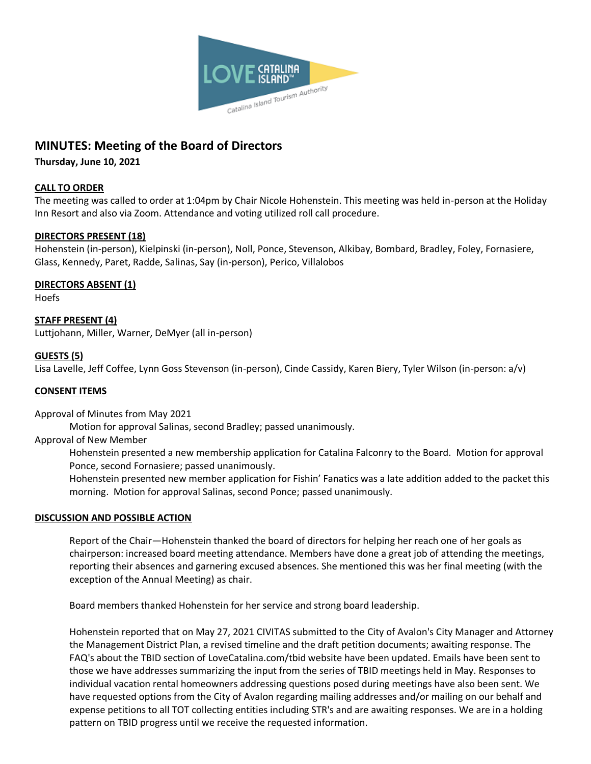# MINUTES: Meeting of the Board of Directors

**Thursday, June 10, 2021**

## CALL TO ORDER

The meeting was called to order at 1:04pm by Chair Nicole Hohenstein. This meeting was held in-person at the Holiday Inn Resort and also via Zoom. Attendance and voting utilized roll call procedure.

## DIRECTORS PRESENT (18)

Hohenstein (in-person), Kielpinski (in-person), Noll, Ponce, Stevenson, Alkibay, Bombard, Bradley, Foley, Fornasiere, Glass, Kennedy, Paret, Radde, Salinas, Say (in-person), Perico, Villalobos

## DIRECTORS ABSENT (1)

Hoefs

## STAFF PRESENT (4)

Luttjohann, Miller, Warner, DeMyer (all in-person)

## GUESTS (5)

Lisa Lavelle, Jeff Coffee, Lynn Goss Stevenson (in-person), Cinde Cassidy, Karen Biery, Tyler Wilson (in-person: a/v)

## CONSENT ITEMS

Approval of Minutes from May 2021

Motion for approval Salinas, second Bradley; passed unanimously.

Approval of New Member

Hohenstein presented a new membership application for Catalina Falconry to the Board. Motion for approval Ponce, second Fornasiere; passed unanimously.

Hohenstein presented new member application for Fishin' Fanatics was a late addition added to the packet this morning. Motion for approval Salinas, second Ponce; passed unanimously.

## DISCUSSION AND POSSIBLE ACTION

Report of the Chair—Hohenstein thanked the board of directors for helping her reach one of her goals as chairperson: increased board meeting attendance. Members have done a great job of attending the meetings, reporting their absences and garnering excused absences. She mentioned this was her final meeting (with the exception of the Annual Meeting) as chair.

Board members thanked Hohenstein for her service and strong board leadership.

Hohenstein reported that on May 27, 2021 CIVITAS submitted to the City of Avalon's City Manager and Attorney the Management District Plan, a revised timeline and the draft petition documents; awaiting response. The FAQ's about the TBID section of LoveCatalina.com/tbid website have been updated. Emails have been sent to those we have addresses summarizing the input from the series of TBID meetings held in May. Responses to individual vacation rental homeowners addressing questions posed during meetings have also been sent. We have requested options from the City of Avalon regarding mailing addresses and/or mailing on our behalf and expense petitions to all TOT collecting entities including STR's and are awaiting responses. We are in a holding pattern on TBID progress until we receive the requested information.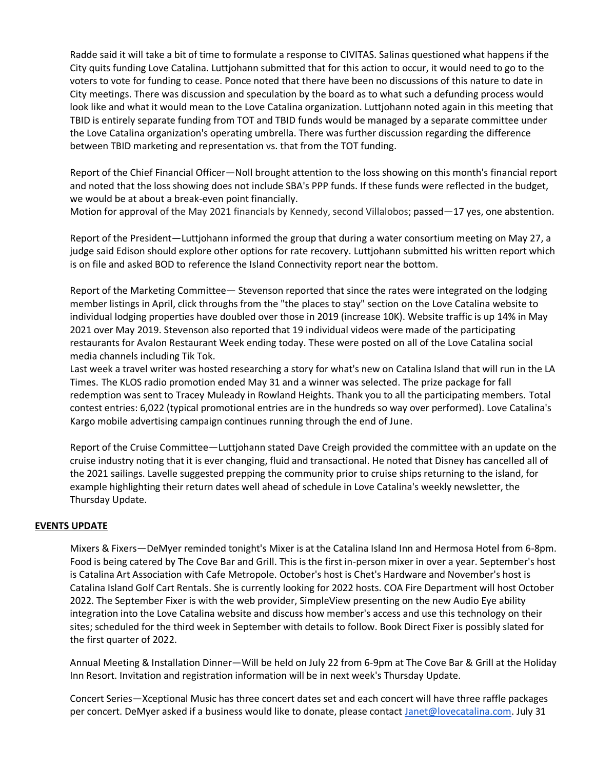Radde said it will take a bit of time to formulate a response to CIVITAS. Salinas questioned what happens if the City quits funding Love Catalina. Luttjohann submitted that for this action to occur, it would need to go to the voters to vote for funding to cease. Ponce noted that there have been no discussions of this nature to date in City meetings. There was discussion and speculation by the board as to what such a defunding process would look like and what it would mean to the Love Catalina organization. Luttjohann noted again in this meeting that TBID is entirely separate funding from TOT and TBID funds would be managed by a separate committee under the Love Catalina organization's operating umbrella. There was further discussion regarding the difference between TBID marketing and representation vs. that from the TOT funding.

Report of the Chief Financial Officer—Noll brought attention to the loss showing on this month's financial report and noted that the loss showing does not include SBA's PPP funds. If these funds were reflected in the budget, we would be at about a break-even point financially.
Motion for approval of the May 2021 financials by Kennedy, second Villalobos; passed—17 yes, one abstention.

Report of the President—Luttjohann informed the group that during a water consortium meeting on May 27, a judge said Edison should explore other options for rate recovery. Luttjohann submitted his written report which is on file and asked BOD to reference the Island Connectivity report near the bottom.

Report of the Marketing Committee— Stevenson reported that since the rates were integrated on the lodging member listings in April, click throughs from the "the places to stay" section on the Love Catalina website to individual lodging properties have doubled over those in 2019 (increase 10K). Website traffic is up 14% in May 2021 over May 2019. Stevenson also reported that 19 individual videos were made of the participating restaurants for Avalon Restaurant Week ending today. These were posted on all of the Love Catalina social media channels including Tik Tok.
Last week a travel writer was hosted researching a story for what's new on Catalina Island that will run in the LA Times. The KLOS radio promotion ended May 31 and a winner was selected. The prize package for fall redemption was sent to Tracey Muleady in Rowland Heights. Thank you to all the participating members. Total contest entries: 6,022 (typical promotional entries are in the hundreds so way over performed). Love Catalina's Kargo mobile advertising campaign continues running through the end of June.

Report of the Cruise Committee—Luttjohann stated Dave Creigh provided the committee with an update on the cruise industry noting that it is ever changing, fluid and transactional. He noted that Disney has cancelled all of the 2021 sailings. Lavelle suggested prepping the community prior to cruise ships returning to the island, for example highlighting their return dates well ahead of schedule in Love Catalina's weekly newsletter, the Thursday Update.

**EVENTS UPDATE**

Mixers & Fixers—DeMyer reminded tonight's Mixer is at the Catalina Island Inn and Hermosa Hotel from 6-8pm. Food is being catered by The Cove Bar and Grill. This is the first in-person mixer in over a year. September's host is Catalina Art Association with Cafe Metropole. October's host is Chet's Hardware and November's host is Catalina Island Golf Cart Rentals. She is currently looking for 2022 hosts. COA Fire Department will host October 2022. The September Fixer is with the web provider, SimpleView presenting on the new Audio Eye ability integration into the Love Catalina website and discuss how member's access and use this technology on their sites; scheduled for the third week in September with details to follow. Book Direct Fixer is possibly slated for the first quarter of 2022.

Annual Meeting & Installation Dinner—Will be held on July 22 from 6-9pm at The Cove Bar & Grill at the Holiday Inn Resort. Invitation and registration information will be in next week's Thursday Update.

Concert Series—Xceptional Music has three concert dates set and each concert will have three raffle packages per concert. DeMyer asked if a business would like to donate, please contact Janet@lovecatalina.com. July 31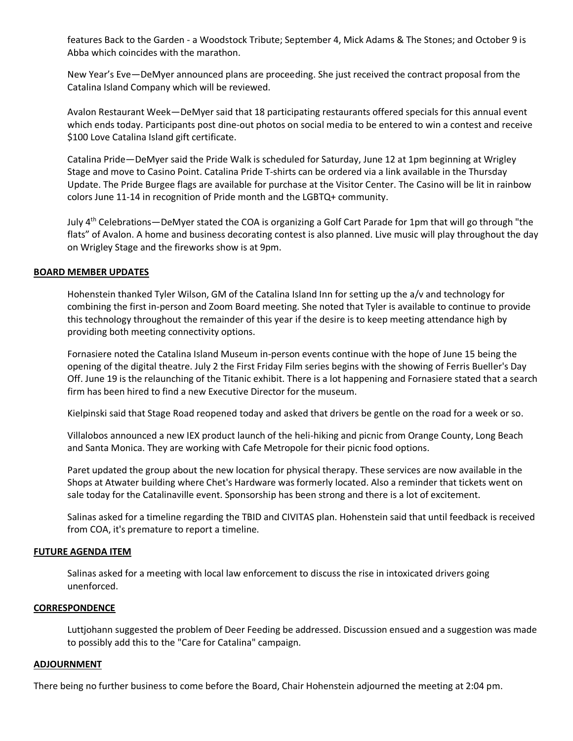features Back to the Garden - a Woodstock Tribute; September 4, Mick Adams & The Stones; and October 9 is Abba which coincides with the marathon.

New Year's Eve—DeMyer announced plans are proceeding. She just received the contract proposal from the Catalina Island Company which will be reviewed.

Avalon Restaurant Week—DeMyer said that 18 participating restaurants offered specials for this annual event which ends today. Participants post dine-out photos on social media to be entered to win a contest and receive $100 Love Catalina Island gift certificate.

Catalina Pride—DeMyer said the Pride Walk is scheduled for Saturday, June 12 at 1pm beginning at Wrigley Stage and move to Casino Point. Catalina Pride T-shirts can be ordered via a link available in the Thursday Update. The Pride Burgee flags are available for purchase at the Visitor Center. The Casino will be lit in rainbow colors June 11-14 in recognition of Pride month and the LGBTQ+ community.

July 4th Celebrations—DeMyer stated the COA is organizing a Golf Cart Parade for 1pm that will go through "the flats" of Avalon. A home and business decorating contest is also planned. Live music will play throughout the day on Wrigley Stage and the fireworks show is at 9pm.

**BOARD MEMBER UPDATES**

Hohenstein thanked Tyler Wilson, GM of the Catalina Island Inn for setting up the a/v and technology for combining the first in-person and Zoom Board meeting. She noted that Tyler is available to continue to provide this technology throughout the remainder of this year if the desire is to keep meeting attendance high by providing both meeting connectivity options.

Fornasiere noted the Catalina Island Museum in-person events continue with the hope of June 15 being the opening of the digital theatre. July 2 the First Friday Film series begins with the showing of Ferris Bueller's Day Off. June 19 is the relaunching of the Titanic exhibit. There is a lot happening and Fornasiere stated that a search firm has been hired to find a new Executive Director for the museum.

Kielpinski said that Stage Road reopened today and asked that drivers be gentle on the road for a week or so.

Villalobos announced a new IEX product launch of the heli-hiking and picnic from Orange County, Long Beach and Santa Monica. They are working with Cafe Metropole for their picnic food options.

Paret updated the group about the new location for physical therapy. These services are now available in the Shops at Atwater building where Chet's Hardware was formerly located. Also a reminder that tickets went on sale today for the Catalinaville event. Sponsorship has been strong and there is a lot of excitement.

Salinas asked for a timeline regarding the TBID and CIVITAS plan. Hohenstein said that until feedback is received from COA, it's premature to report a timeline.

**FUTURE AGENDA ITEM**

Salinas asked for a meeting with local law enforcement to discuss the rise in intoxicated drivers going unenforced.

**CORRESPONDENCE**

Luttjohann suggested the problem of Deer Feeding be addressed. Discussion ensued and a suggestion was made to possibly add this to the "Care for Catalina" campaign.

**ADJOURNMENT**

There being no further business to come before the Board, Chair Hohenstein adjourned the meeting at 2:04 pm.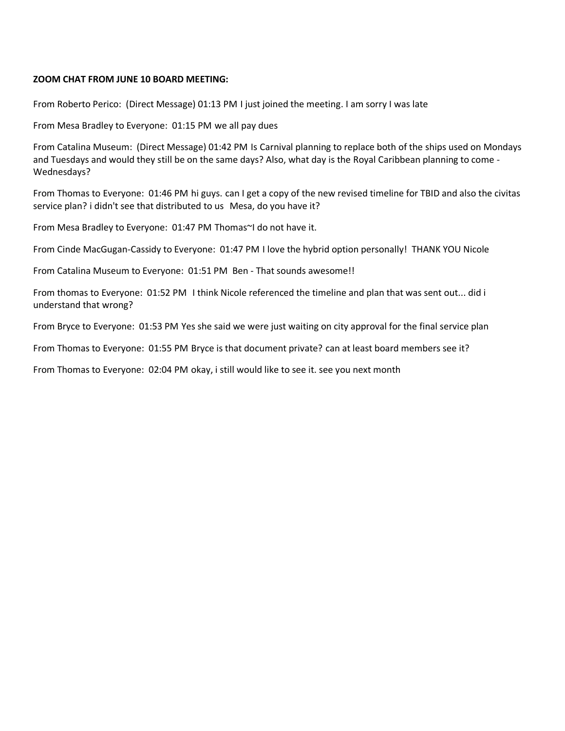**ZOOM CHAT FROM JUNE 10 BOARD MEETING:**

From Roberto Perico: (Direct Message) 01:13 PM I just joined the meeting. I am sorry I was late

From Mesa Bradley to Everyone: 01:15 PM we all pay dues

From Catalina Museum: (Direct Message) 01:42 PM Is Carnival planning to replace both of the ships used on Mondays and Tuesdays and would they still be on the same days? Also, what day is the Royal Caribbean planning to come - Wednesdays?

From Thomas to Everyone: 01:46 PM hi guys. can I get a copy of the new revised timeline for TBID and also the civitas service plan? i didn't see that distributed to us Mesa, do you have it?

From Mesa Bradley to Everyone: 01:47 PM Thomas~I do not have it.

From Cinde MacGugan-Cassidy to Everyone: 01:47 PM I love the hybrid option personally! THANK YOU Nicole

From Catalina Museum to Everyone: 01:51 PM Ben - That sounds awesome!!

From thomas to Everyone: 01:52 PM I think Nicole referenced the timeline and plan that was sent out... did i understand that wrong?

From Bryce to Everyone: 01:53 PM Yes she said we were just waiting on city approval for the final service plan

From Thomas to Everyone: 01:55 PM Bryce is that document private? can at least board members see it?

From Thomas to Everyone: 02:04 PM okay, i still would like to see it. see you next month